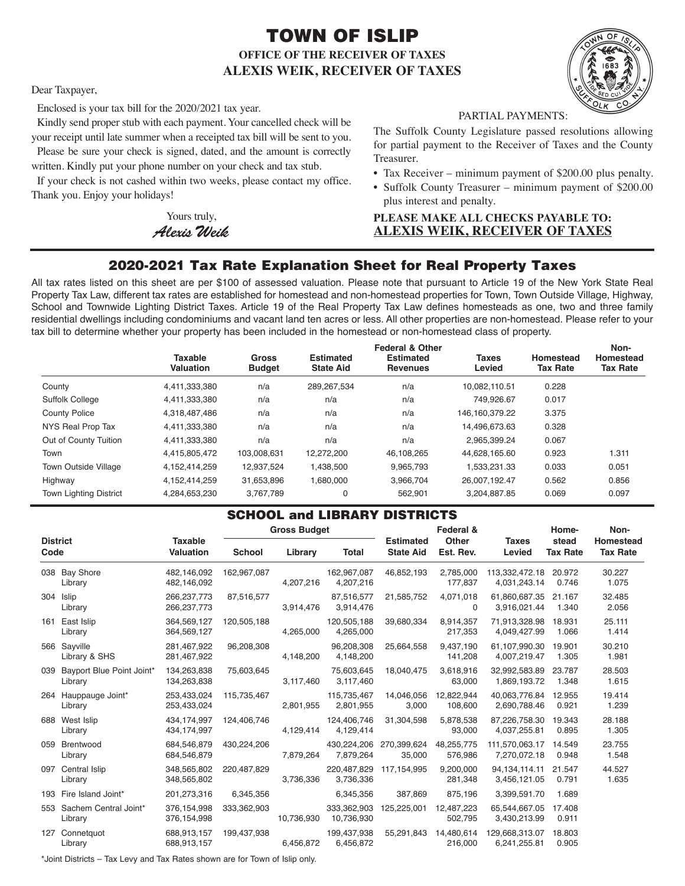# TOWN OF ISLIP

**OFFICE OF THE RECEIVER OF TAXES**
**ALEXIS WEIK, RECEIVER OF TAXES**

Dear Taxpayer,

Enclosed is your tax bill for the 2020/2021 tax year.

Kindly send proper stub with each payment. Your cancelled check will be your receipt until late summer when a receipted tax bill will be sent to you.

Please be sure your check is signed, dated, and the amount is correctly written. Kindly put your phone number on your check and tax stub.

If your check is not cashed within two weeks, please contact my office. Thank you. Enjoy your holidays!

Yours truly,
*Alexis Weik*

PARTIAL PAYMENTS:

The Suffolk County Legislature passed resolutions allowing for partial payment to the Receiver of Taxes and the County Treasurer.

- Tax Receiver – minimum payment of $200.00 plus penalty.
- Suffolk County Treasurer – minimum payment of $200.00 plus interest and penalty.

**PLEASE MAKE ALL CHECKS PAYABLE TO:**
**ALEXIS WEIK, RECEIVER OF TAXES**

## 2020-2021 Tax Rate Explanation Sheet for Real Property Taxes

All tax rates listed on this sheet are per $100 of assessed valuation. Please note that pursuant to Article 19 of the New York State Real Property Tax Law, different tax rates are established for homestead and non-homestead properties for Town, Town Outside Village, Highway, School and Townwide Lighting District Taxes. Article 19 of the Real Property Tax Law defines homesteads as one, two and three family residential dwellings including condominiums and vacant land ten acres or less. All other properties are non-homestead. Please refer to your tax bill to determine whether your property has been included in the homestead or non-homestead class of property.

| | Taxable Valuation | Gross Budget | Estimated State Aid | Federal & Other Estimated Revenues | Taxes Levied | Homestead Tax Rate | Non-Homestead Tax Rate |
|---|---|---|---|---|---|---|---|
| County | 4,411,333,380 | n/a | 289,267,534 | n/a | 10,082,110.51 | 0.228 | |
| Suffolk College | 4,411,333,380 | n/a | n/a | n/a | 749,926.67 | 0.017 | |
| County Police | 4,318,487,486 | n/a | n/a | n/a | 146,160,379.22 | 3.375 | |
| NYS Real Prop Tax | 4,411,333,380 | n/a | n/a | n/a | 14,496,673.63 | 0.328 | |
| Out of County Tuition | 4,411,333,380 | n/a | n/a | n/a | 2,965,399.24 | 0.067 | |
| Town | 4,415,805,472 | 103,008,631 | 12,272,200 | 46,108,265 | 44,628,165.60 | 0.923 | 1.311 |
| Town Outside Village | 4,152,414,259 | 12,937,524 | 1,438,500 | 9,965,793 | 1,533,231.33 | 0.033 | 0.051 |
| Highway | 4,152,414,259 | 31,653,896 | 1,680,000 | 3,966,704 | 26,007,192.47 | 0.562 | 0.856 |
| Town Lighting District | 4,284,653,230 | 3,767,789 | 0 | 562,901 | 3,204,887.85 | 0.069 | 0.097 |

## SCHOOL and LIBRARY DISTRICTS

| District Code | | Taxable Valuation | Gross Budget School | Gross Budget Library | Gross Budget Total | Estimated State Aid | Federal & Other Est. Rev. | Taxes Levied | Homestead Tax Rate | Non-Homestead Tax Rate |
|---|---|---|---|---|---|---|---|---|---|---|
| 038 | Bay Shore | 482,146,092 | 162,967,087 | | 162,967,087 | 46,852,193 | 2,785,000 | 113,332,472.18 | 20.972 | 30.227 |
| | Library | 482,146,092 | | 4,207,216 | 4,207,216 | | 177,837 | 4,031,243.14 | 0.746 | 1.075 |
| 304 | Islip | 266,237,773 | 87,516,577 | | 87,516,577 | 21,585,752 | 4,071,018 | 61,860,687.35 | 21.167 | 32.485 |
| | Library | 266,237,773 | | 3,914,476 | 3,914,476 | | 0 | 3,916,021.44 | 1.340 | 2.056 |
| 161 | East Islip | 364,569,127 | 120,505,188 | | 120,505,188 | 39,680,334 | 8,914,357 | 71,913,328.98 | 18.931 | 25.111 |
| | Library | 364,569,127 | | 4,265,000 | 4,265,000 | | 217,353 | 4,049,427.99 | 1.066 | 1.414 |
| 566 | Sayville | 281,467,922 | 96,208,308 | | 96,208,308 | 25,664,558 | 9,437,190 | 61,107,990.30 | 19.901 | 30.210 |
| | Library & SHS | 281,467,922 | | 4,148,200 | 4,148,200 | | 141,208 | 4,007,219.47 | 1.305 | 1.981 |
| 039 | Bayport Blue Point Joint* | 134,263,838 | 75,603,645 | | 75,603,645 | 18,040,475 | 3,618,916 | 32,992,583.89 | 23.787 | 28.503 |
| | Library | 134,263,838 | | 3,117,460 | 3,117,460 | | 63,000 | 1,869,193.72 | 1.348 | 1.615 |
| 264 | Hauppauge Joint* | 253,433,024 | 115,735,467 | | 115,735,467 | 14,046,056 | 12,822,944 | 40,063,776.84 | 12.955 | 19.414 |
| | Library | 253,433,024 | | 2,801,955 | 2,801,955 | 3,000 | 108,600 | 2,690,788.46 | 0.921 | 1.239 |
| 688 | West Islip | 434,174,997 | 124,406,746 | | 124,406,746 | 31,304,598 | 5,878,538 | 87,226,758.30 | 19.343 | 28.188 |
| | Library | 434,174,997 | | 4,129,414 | 4,129,414 | | 93,000 | 4,037,255.81 | 0.895 | 1.305 |
| 059 | Brentwood | 684,546,879 | 430,224,206 | | 430,224,206 | 270,399,624 | 48,255,775 | 111,570,063.17 | 14.549 | 23.755 |
| | Library | 684,546,879 | | 7,879,264 | 7,879,264 | 35,000 | 576,986 | 7,270,072.18 | 0.948 | 1.548 |
| 097 | Central Islip | 348,565,802 | 220,487,829 | | 220,487,829 | 117,154,995 | 9,200,000 | 94,134,114.11 | 21.547 | 44.527 |
| | Library | 348,565,802 | | 3,736,336 | 3,736,336 | | 281,348 | 3,456,121.05 | 0.791 | 1.635 |
| 193 | Fire Island Joint* | 201,273,316 | 6,345,356 | | 6,345,356 | 387,869 | 875,196 | 3,399,591.70 | 1.689 | |
| 553 | Sachem Central Joint* | 376,154,998 | 333,362,903 | | 333,362,903 | 125,225,001 | 12,487,223 | 65,544,667.05 | 17.408 | |
| | Library | 376,154,998 | | 10,736,930 | 10,736,930 | | 502,795 | 3,430,213.99 | 0.911 | |
| 127 | Connetquot | 688,913,157 | 199,437,938 | | 199,437,938 | 55,291,843 | 14,480,614 | 129,668,313.07 | 18.803 | |
| | Library | 688,913,157 | | 6,456,872 | 6,456,872 | | 216,000 | 6,241,255.81 | 0.905 | |

*Joint Districts – Tax Levy and Tax Rates shown are for Town of Islip only.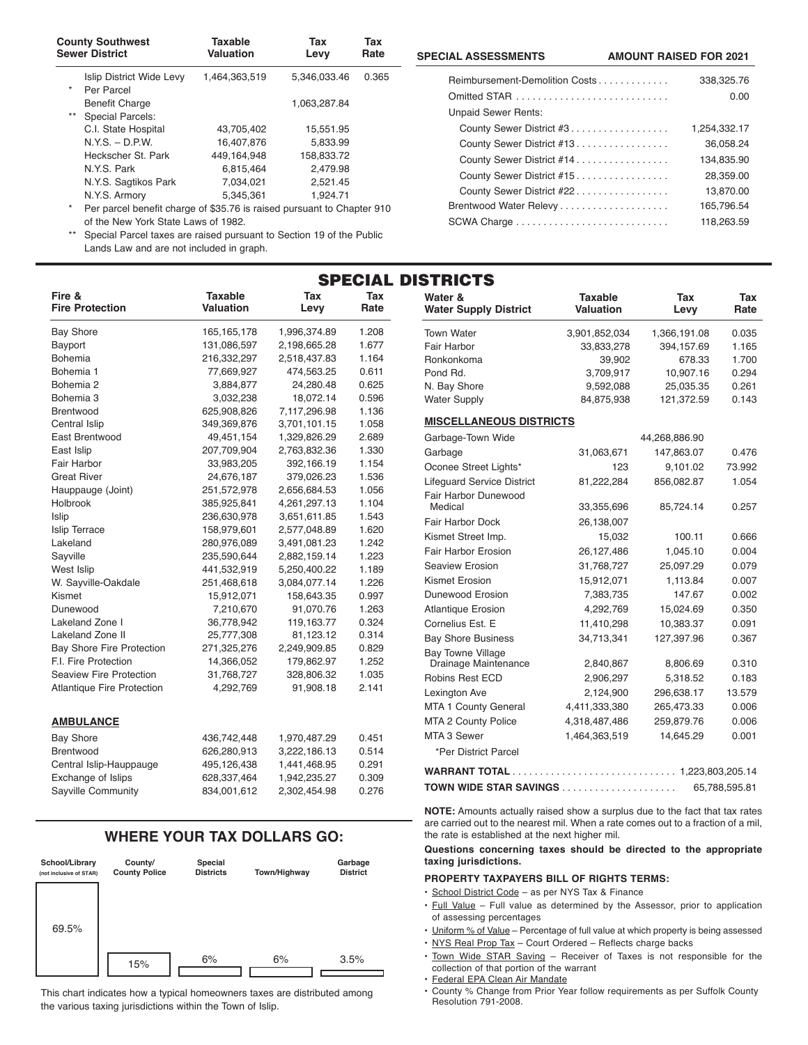| County Southwest Sewer District | Taxable Valuation | Tax Levy | Tax Rate |
|---|---|---|---|
| Islip District Wide Levy | 1,464,363,519 | 5,346,033.46 | 0.365 |
| * Per Parcel Benefit Charge | | 1,063,287.84 | |
| ** Special Parcels: | | | |
| C.I. State Hospital | 43,705,402 | 15,551.95 | |
| N.Y.S. – D.P.W. | 16,407,876 | 5,833.99 | |
| Heckscher St. Park | 449,164,948 | 158,833.72 | |
| N.Y.S. Park | 6,815,464 | 2,479.98 | |
| N.Y.S. Sagtikos Park | 7,034,021 | 2,521.45 | |
| N.Y.S. Armory | 5,345,361 | 1,924.71 | |

\* Per parcel benefit charge of $35.76 is raised pursuant to Chapter 910 of the New York State Laws of 1982.

\** Special Parcel taxes are raised pursuant to Section 19 of the Public Lands Law and are not included in graph.

| SPECIAL ASSESSMENTS | AMOUNT RAISED FOR 2021 |
|---|---|
| Reimbursement-Demolition Costs | 338,325.76 |
| Omitted STAR | 0.00 |
| Unpaid Sewer Rents: | |
| County Sewer District #3 | 1,254,332.17 |
| County Sewer District #13 | 36,058.24 |
| County Sewer District #14 | 134,835.90 |
| County Sewer District #15 | 28,359.00 |
| County Sewer District #22 | 13,870.00 |
| Brentwood Water Relevy | 165,796.54 |
| SCWA Charge | 118,263.59 |

# SPECIAL DISTRICTS

| Fire & Fire Protection | Taxable Valuation | Tax Levy | Tax Rate |
|---|---|---|---|
| Bay Shore | 165,165,178 | 1,996,374.89 | 1.208 |
| Bayport | 131,086,597 | 2,198,665.28 | 1.677 |
| Bohemia | 216,332,297 | 2,518,437.83 | 1.164 |
| Bohemia 1 | 77,669,927 | 474,563.25 | 0.611 |
| Bohemia 2 | 3,884,877 | 24,280.48 | 0.625 |
| Bohemia 3 | 3,032,238 | 18,072.14 | 0.596 |
| Brentwood | 625,908,826 | 7,117,296.98 | 1.136 |
| Central Islip | 349,369,876 | 3,701,101.15 | 1.058 |
| East Brentwood | 49,451,154 | 1,329,826.29 | 2.689 |
| East Islip | 207,709,904 | 2,763,832.36 | 1.330 |
| Fair Harbor | 33,983,205 | 392,166.19 | 1.154 |
| Great River | 24,676,187 | 379,026.23 | 1.536 |
| Hauppauge (Joint) | 251,572,978 | 2,656,684.53 | 1.056 |
| Holbrook | 385,925,841 | 4,261,297.13 | 1.104 |
| Islip | 236,630,978 | 3,651,611.85 | 1.543 |
| Islip Terrace | 158,979,601 | 2,577,048.89 | 1.620 |
| Lakeland | 280,976,089 | 3,491,081.23 | 1.242 |
| Sayville | 235,590,644 | 2,882,159.14 | 1.223 |
| West Islip | 441,532,919 | 5,250,400.22 | 1.189 |
| W. Sayville-Oakdale | 251,468,618 | 3,084,077.14 | 1.226 |
| Kismet | 15,912,071 | 158,643.35 | 0.997 |
| Dunewood | 7,210,670 | 91,070.76 | 1.263 |
| Lakeland Zone I | 36,778,942 | 119,163.77 | 0.324 |
| Lakeland Zone II | 25,777,308 | 81,123.12 | 0.314 |
| Bay Shore Fire Protection | 271,325,276 | 2,249,909.85 | 0.829 |
| F.I. Fire Protection | 14,366,052 | 179,862.97 | 1.252 |
| Seaview Fire Protection | 31,768,727 | 328,806.32 | 1.035 |
| Atlantique Fire Protection | 4,292,769 | 91,908.18 | 2.141 |

## AMBULANCE

| | | | |
|---|---|---|---|
| Bay Shore | 436,742,448 | 1,970,487.29 | 0.451 |
| Brentwood | 626,280,913 | 3,222,186.13 | 0.514 |
| Central Islip-Hauppauge | 495,126,438 | 1,441,468.95 | 0.291 |
| Exchange of Islips | 628,337,464 | 1,942,235.27 | 0.309 |
| Sayville Community | 834,001,612 | 2,302,454.98 | 0.276 |

| Water & Water Supply District | Taxable Valuation | Tax Levy | Tax Rate |
|---|---|---|---|
| Town Water | 3,901,852,034 | 1,366,191.08 | 0.035 |
| Fair Harbor | 33,833,278 | 394,157.69 | 1.165 |
| Ronkonkoma | 39,902 | 678.33 | 1.700 |
| Pond Rd. | 3,709,917 | 10,907.16 | 0.294 |
| N. Bay Shore | 9,592,088 | 25,035.35 | 0.261 |
| Water Supply | 84,875,938 | 121,372.59 | 0.143 |

## MISCELLANEOUS DISTRICTS

| | | | |
|---|---|---|---|
| Garbage-Town Wide | | 44,268,886.90 | |
| Garbage | 31,063,671 | 147,863.07 | 0.476 |
| Oconee Street Lights* | 123 | 9,101.02 | 73.992 |
| Lifeguard Service District | 81,222,284 | 856,082.87 | 1.054 |
| Fair Harbor Dunewood Medical | 33,355,696 | 85,724.14 | 0.257 |
| Fair Harbor Dock | 26,138,007 | | |
| Kismet Street Imp. | 15,032 | 100.11 | 0.666 |
| Fair Harbor Erosion | 26,127,486 | 1,045.10 | 0.004 |
| Seaview Erosion | 31,768,727 | 25,097.29 | 0.079 |
| Kismet Erosion | 15,912,071 | 1,113.84 | 0.007 |
| Dunewood Erosion | 7,383,735 | 147.67 | 0.002 |
| Atlantique Erosion | 4,292,769 | 15,024.69 | 0.350 |
| Cornelius Est. E | 11,410,298 | 10,383.37 | 0.091 |
| Bay Shore Business | 34,713,341 | 127,397.96 | 0.367 |
| Bay Towne Village Drainage Maintenance | 2,840,867 | 8,806.69 | 0.310 |
| Robins Rest ECD | 2,906,297 | 5,318.52 | 0.183 |
| Lexington Ave | 2,124,900 | 296,638.17 | 13.579 |
| MTA 1 County General | 4,411,333,380 | 265,473.33 | 0.006 |
| MTA 2 County Police | 4,318,487,486 | 259,879.76 | 0.006 |
| MTA 3 Sewer | 1,464,363,519 | 14,645.29 | 0.001 |

\*Per District Parcel

**WARRANT TOTAL** ............................. 1,223,803,205.14

**TOWN WIDE STAR SAVINGS** ..................... 65,788,595.81

**NOTE:** Amounts actually raised show a surplus due to the fact that tax rates are carried out to the nearest mil. When a rate comes out to a fraction of a mil, the rate is established at the next higher mil.

**Questions concerning taxes should be directed to the appropriate taxing jurisdictions.**

## WHERE YOUR TAX DOLLARS GO:

School/Library (not inclusive of STAR)
69.5%
County/ County Police
15%
Special Districts
6%
Town/Highway
6%
Garbage District
3.5%

This chart indicates how a typical homeowners taxes are distributed among the various taxing jurisdictions within the Town of Islip.

### PROPERTY TAXPAYERS BILL OF RIGHTS TERMS:

- School District Code – as per NYS Tax & Finance
- Full Value – Full value as determined by the Assessor, prior to application of assessing percentages
- Uniform % of Value – Percentage of full value at which property is being assessed
- NYS Real Prop Tax – Court Ordered – Reflects charge backs
- Town Wide STAR Saving – Receiver of Taxes is not responsible for the collection of that portion of the warrant
- Federal EPA Clean Air Mandate
- County % Change from Prior Year follow requirements as per Suffolk County Resolution 791-2008.